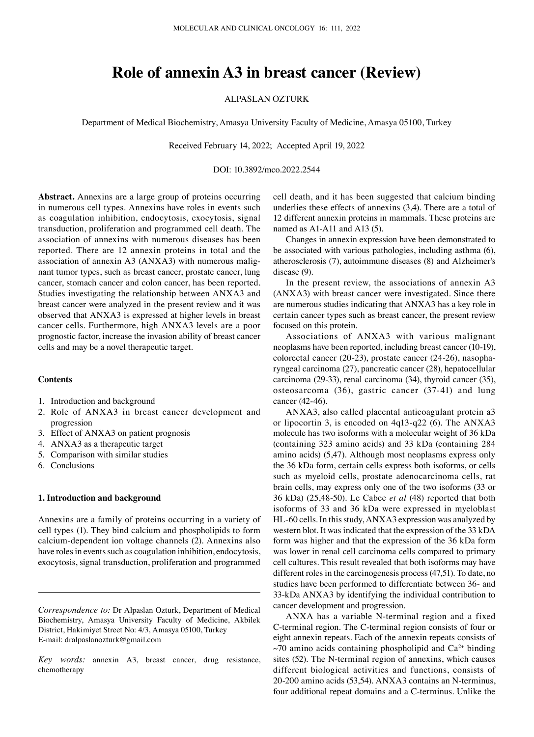# Role of annexin A3 in breast cancer (Review)

ALPASLAN OZTURK

Department of Medical Biochemistry, Amasya University Faculty of Medicine, Amasya 05100, Turkey

Received February 14, 2022; Accepted April 19, 2022

DOI: 10.3892/mco.2022.2544

**Abstract.** Annexins are a large group of proteins occurring in numerous cell types. Annexins have roles in events such as coagulation inhibition, endocytosis, exocytosis, signal transduction, proliferation and programmed cell death. The association of annexins with numerous diseases has been reported. There are 12 annexin proteins in total and the association of annexin A3 (ANXA3) with numerous malignant tumor types, such as breast cancer, prostate cancer, lung cancer, stomach cancer and colon cancer, has been reported. Studies investigating the relationship between ANXA3 and breast cancer were analyzed in the present review and it was observed that ANXA3 is expressed at higher levels in breast cancer cells. Furthermore, high ANXA3 levels are a poor prognostic factor, increase the invasion ability of breast cancer cells and may be a novel therapeutic target.

**Contents**

1. Introduction and background
2. Role of ANXA3 in breast cancer development and progression
3. Effect of ANXA3 on patient prognosis
4. ANXA3 as a therapeutic target
5. Comparison with similar studies
6. Conclusions

## 1. Introduction and background

Annexins are a family of proteins occurring in a variety of cell types (1). They bind calcium and phospholipids to form calcium-dependent ion voltage channels (2). Annexins also have roles in events such as coagulation inhibition, endocytosis, exocytosis, signal transduction, proliferation and programmed cell death, and it has been suggested that calcium binding underlies these effects of annexins (3,4). There are a total of 12 different annexin proteins in mammals. These proteins are named as A1-A11 and A13 (5).

Changes in annexin expression have been demonstrated to be associated with various pathologies, including asthma (6), atherosclerosis (7), autoimmune diseases (8) and Alzheimer's disease (9).

In the present review, the associations of annexin A3 (ANXA3) with breast cancer were investigated. Since there are numerous studies indicating that ANXA3 has a key role in certain cancer types such as breast cancer, the present review focused on this protein.

Associations of ANXA3 with various malignant neoplasms have been reported, including breast cancer (10-19), colorectal cancer (20-23), prostate cancer (24-26), nasopharyngeal carcinoma (27), pancreatic cancer (28), hepatocellular carcinoma (29-33), renal carcinoma (34), thyroid cancer (35), osteosarcoma (36), gastric cancer (37-41) and lung cancer (42-46).

ANXA3, also called placental anticoagulant protein a3 or lipocortin 3, is encoded on 4q13-q22 (6). The ANXA3 molecule has two isoforms with a molecular weight of 36 kDa (containing 323 amino acids) and 33 kDa (containing 284 amino acids) (5,47). Although most neoplasms express only the 36 kDa form, certain cells express both isoforms, or cells such as myeloid cells, prostate adenocarcinoma cells, rat brain cells, may express only one of the two isoforms (33 or 36 kDa) (25,48-50). Le Cabec *et al* (48) reported that both isoforms of 33 and 36 kDa were expressed in myeloblast HL-60 cells. In this study, ANXA3 expression was analyzed by western blot. It was indicated that the expression of the 33 kDA form was higher and that the expression of the 36 kDa form was lower in renal cell carcinoma cells compared to primary cell cultures. This result revealed that both isoforms may have different roles in the carcinogenesis process (47,51). To date, no studies have been performed to differentiate between 36- and 33-kDa ANXA3 by identifying the individual contribution to cancer development and progression.

ANXA has a variable N-terminal region and a fixed C-terminal region. The C-terminal region consists of four or eight annexin repeats. Each of the annexin repeats consists of ~70 amino acids containing phospholipid and $Ca^{2+}$ binding sites (52). The N-terminal region of annexins, which causes different biological activities and functions, consists of 20-200 amino acids (53,54). ANXA3 contains an N-terminus, four additional repeat domains and a C-terminus. Unlike the

*Correspondence to:* Dr Alpaslan Ozturk, Department of Medical Biochemistry, Amasya University Faculty of Medicine, Akbilek District, Hakimiyet Street No: 4/3, Amasya 05100, Turkey
E-mail: dralpaslanozturk@gmail.com

*Key words:* annexin A3, breast cancer, drug resistance, chemotherapy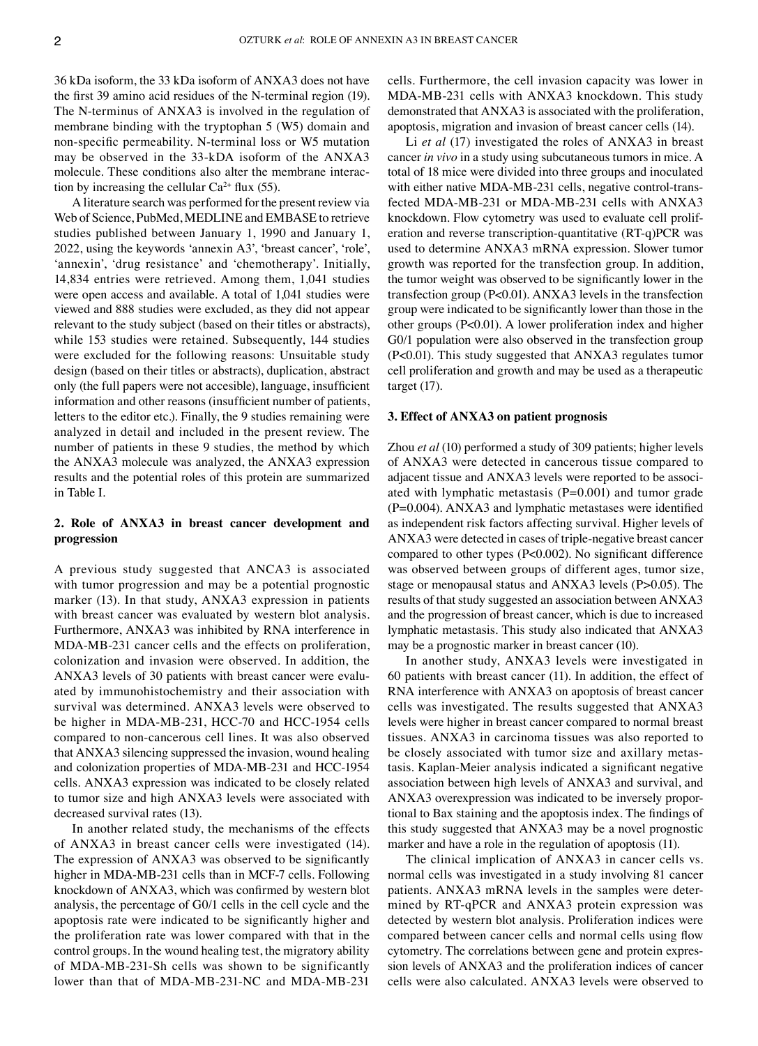36 kDa isoform, the 33 kDa isoform of ANXA3 does not have the first 39 amino acid residues of the N-terminal region (19). The N-terminus of ANXA3 is involved in the regulation of membrane binding with the tryptophan 5 (W5) domain and non-specific permeability. N-terminal loss or W5 mutation may be observed in the 33-kDA isoform of the ANXA3 molecule. These conditions also alter the membrane interaction by increasing the cellular $Ca^{2+}$ flux (55).

A literature search was performed for the present review via Web of Science, PubMed, MEDLINE and EMBASE to retrieve studies published between January 1, 1990 and January 1, 2022, using the keywords 'annexin A3', 'breast cancer', 'role', 'annexin', 'drug resistance' and 'chemotherapy'. Initially, 14,834 entries were retrieved. Among them, 1,041 studies were open access and available. A total of 1,041 studies were viewed and 888 studies were excluded, as they did not appear relevant to the study subject (based on their titles or abstracts), while 153 studies were retained. Subsequently, 144 studies were excluded for the following reasons: Unsuitable study design (based on their titles or abstracts), duplication, abstract only (the full papers were not accesible), language, insufficient information and other reasons (insufficient number of patients, letters to the editor etc.). Finally, the 9 studies remaining were analyzed in detail and included in the present review. The number of patients in these 9 studies, the method by which the ANXA3 molecule was analyzed, the ANXA3 expression results and the potential roles of this protein are summarized in Table I.

## 2. Role of ANXA3 in breast cancer development and progression

A previous study suggested that ANCA3 is associated with tumor progression and may be a potential prognostic marker (13). In that study, ANXA3 expression in patients with breast cancer was evaluated by western blot analysis. Furthermore, ANXA3 was inhibited by RNA interference in MDA-MB-231 cancer cells and the effects on proliferation, colonization and invasion were observed. In addition, the ANXA3 levels of 30 patients with breast cancer were evaluated by immunohistochemistry and their association with survival was determined. ANXA3 levels were observed to be higher in MDA-MB-231, HCC-70 and HCC-1954 cells compared to non-cancerous cell lines. It was also observed that ANXA3 silencing suppressed the invasion, wound healing and colonization properties of MDA-MB-231 and HCC-1954 cells. ANXA3 expression was indicated to be closely related to tumor size and high ANXA3 levels were associated with decreased survival rates (13).

In another related study, the mechanisms of the effects of ANXA3 in breast cancer cells were investigated (14). The expression of ANXA3 was observed to be significantly higher in MDA-MB-231 cells than in MCF-7 cells. Following knockdown of ANXA3, which was confirmed by western blot analysis, the percentage of G0/1 cells in the cell cycle and the apoptosis rate were indicated to be significantly higher and the proliferation rate was lower compared with that in the control groups. In the wound healing test, the migratory ability of MDA-MB-231-Sh cells was shown to be significantly lower than that of MDA-MB-231-NC and MDA-MB-231 cells. Furthermore, the cell invasion capacity was lower in MDA-MB-231 cells with ANXA3 knockdown. This study demonstrated that ANXA3 is associated with the proliferation, apoptosis, migration and invasion of breast cancer cells (14).

Li *et al* (17) investigated the roles of ANXA3 in breast cancer *in vivo* in a study using subcutaneous tumors in mice. A total of 18 mice were divided into three groups and inoculated with either native MDA-MB-231 cells, negative control-transfected MDA-MB-231 or MDA-MB-231 cells with ANXA3 knockdown. Flow cytometry was used to evaluate cell proliferation and reverse transcription-quantitative (RT-q)PCR was used to determine ANXA3 mRNA expression. Slower tumor growth was reported for the transfection group. In addition, the tumor weight was observed to be significantly lower in the transfection group ($P<0.01$). ANXA3 levels in the transfection group were indicated to be significantly lower than those in the other groups ($P<0.01$). A lower proliferation index and higher G0/1 population were also observed in the transfection group ($P<0.01$). This study suggested that ANXA3 regulates tumor cell proliferation and growth and may be used as a therapeutic target (17).

## 3. Effect of ANXA3 on patient prognosis

Zhou *et al* (10) performed a study of 309 patients; higher levels of ANXA3 were detected in cancerous tissue compared to adjacent tissue and ANXA3 levels were reported to be associated with lymphatic metastasis ($P=0.001$) and tumor grade ($P=0.004$). ANXA3 and lymphatic metastases were identified as independent risk factors affecting survival. Higher levels of ANXA3 were detected in cases of triple-negative breast cancer compared to other types ($P<0.002$). No significant difference was observed between groups of different ages, tumor size, stage or menopausal status and ANXA3 levels ($P>0.05$). The results of that study suggested an association between ANXA3 and the progression of breast cancer, which is due to increased lymphatic metastasis. This study also indicated that ANXA3 may be a prognostic marker in breast cancer (10).

In another study, ANXA3 levels were investigated in 60 patients with breast cancer (11). In addition, the effect of RNA interference with ANXA3 on apoptosis of breast cancer cells was investigated. The results suggested that ANXA3 levels were higher in breast cancer compared to normal breast tissues. ANXA3 in carcinoma tissues was also reported to be closely associated with tumor size and axillary metastasis. Kaplan-Meier analysis indicated a significant negative association between high levels of ANXA3 and survival, and ANXA3 overexpression was indicated to be inversely proportional to Bax staining and the apoptosis index. The findings of this study suggested that ANXA3 may be a novel prognostic marker and have a role in the regulation of apoptosis (11).

The clinical implication of ANXA3 in cancer cells vs. normal cells was investigated in a study involving 81 cancer patients. ANXA3 mRNA levels in the samples were determined by RT-qPCR and ANXA3 protein expression was detected by western blot analysis. Proliferation indices were compared between cancer cells and normal cells using flow cytometry. The correlations between gene and protein expression levels of ANXA3 and the proliferation indices of cancer cells were also calculated. ANXA3 levels were observed to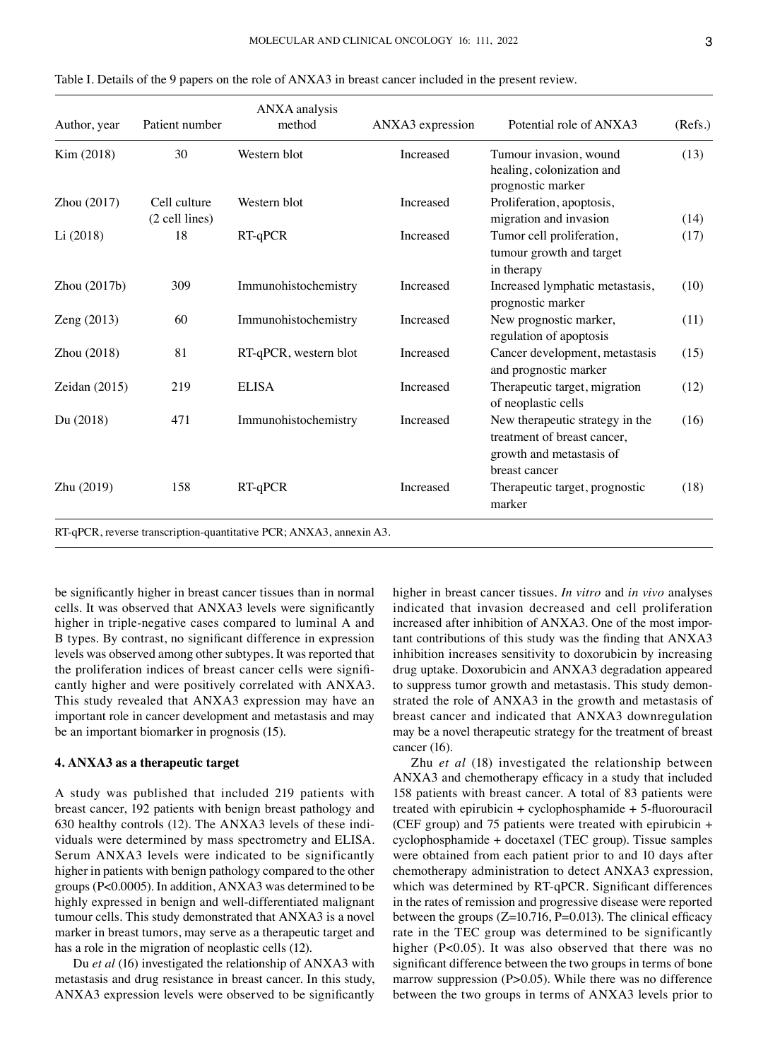Table I. Details of the 9 papers on the role of ANXA3 in breast cancer included in the present review.

| Author, year | Patient number | ANXA analysis method | ANXA3 expression | Potential role of ANXA3 | (Refs.) |
|---|---|---|---|---|---|
| Kim (2018) | 30 | Western blot | Increased | Tumour invasion, wound healing, colonization and prognostic marker | (13) |
| Zhou (2017) | Cell culture (2 cell lines) | Western blot | Increased | Proliferation, apoptosis, migration and invasion | (14) |
| Li (2018) | 18 | RT-qPCR | Increased | Tumor cell proliferation, tumour growth and target in therapy | (17) |
| Zhou (2017b) | 309 | Immunohistochemistry | Increased | Increased lymphatic metastasis, prognostic marker | (10) |
| Zeng (2013) | 60 | Immunohistochemistry | Increased | New prognostic marker, regulation of apoptosis | (11) |
| Zhou (2018) | 81 | RT-qPCR, western blot | Increased | Cancer development, metastasis and prognostic marker | (15) |
| Zeidan (2015) | 219 | ELISA | Increased | Therapeutic target, migration of neoplastic cells | (12) |
| Du (2018) | 471 | Immunohistochemistry | Increased | New therapeutic strategy in the treatment of breast cancer, growth and metastasis of breast cancer | (16) |
| Zhu (2019) | 158 | RT-qPCR | Increased | Therapeutic target, prognostic marker | (18) |

RT-qPCR, reverse transcription-quantitative PCR; ANXA3, annexin A3.

be significantly higher in breast cancer tissues than in normal cells. It was observed that ANXA3 levels were significantly higher in triple-negative cases compared to luminal A and B types. By contrast, no significant difference in expression levels was observed among other subtypes. It was reported that the proliferation indices of breast cancer cells were significantly higher and were positively correlated with ANXA3. This study revealed that ANXA3 expression may have an important role in cancer development and metastasis and may be an important biomarker in prognosis (15).

## 4. ANXA3 as a therapeutic target

A study was published that included 219 patients with breast cancer, 192 patients with benign breast pathology and 630 healthy controls (12). The ANXA3 levels of these individuals were determined by mass spectrometry and ELISA. Serum ANXA3 levels were indicated to be significantly higher in patients with benign pathology compared to the other groups (P<0.0005). In addition, ANXA3 was determined to be highly expressed in benign and well-differentiated malignant tumour cells. This study demonstrated that ANXA3 is a novel marker in breast tumors, may serve as a therapeutic target and has a role in the migration of neoplastic cells (12).

Du *et al* (16) investigated the relationship of ANXA3 with metastasis and drug resistance in breast cancer. In this study, ANXA3 expression levels were observed to be significantly higher in breast cancer tissues. *In vitro* and *in vivo* analyses indicated that invasion decreased and cell proliferation increased after inhibition of ANXA3. One of the most important contributions of this study was the finding that ANXA3 inhibition increases sensitivity to doxorubicin by increasing drug uptake. Doxorubicin and ANXA3 degradation appeared to suppress tumor growth and metastasis. This study demonstrated the role of ANXA3 in the growth and metastasis of breast cancer and indicated that ANXA3 downregulation may be a novel therapeutic strategy for the treatment of breast cancer (16).

Zhu *et al* (18) investigated the relationship between ANXA3 and chemotherapy efficacy in a study that included 158 patients with breast cancer. A total of 83 patients were treated with epirubicin + cyclophosphamide + 5-fluorouracil (CEF group) and 75 patients were treated with epirubicin + cyclophosphamide + docetaxel (TEC group). Tissue samples were obtained from each patient prior to and 10 days after chemotherapy administration to detect ANXA3 expression, which was determined by RT-qPCR. Significant differences in the rates of remission and progressive disease were reported between the groups (Z=10.716, P=0.013). The clinical efficacy rate in the TEC group was determined to be significantly higher (P<0.05). It was also observed that there was no significant difference between the two groups in terms of bone marrow suppression (P>0.05). While there was no difference between the two groups in terms of ANXA3 levels prior to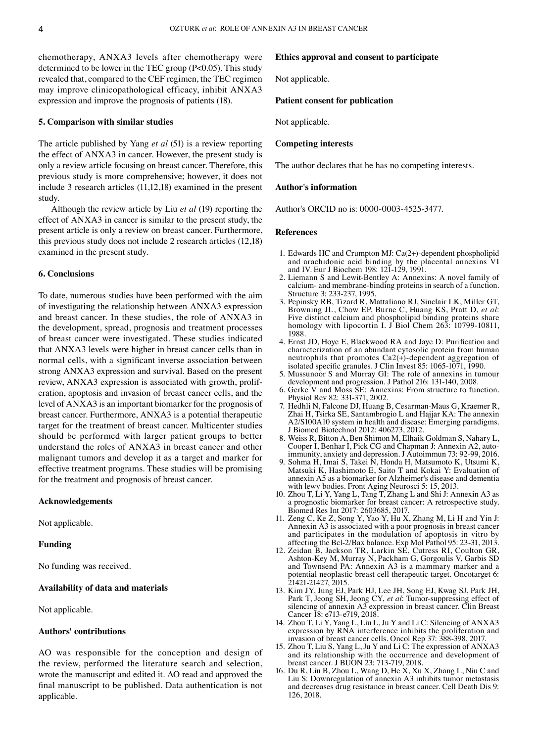chemotherapy, ANXA3 levels after chemotherapy were determined to be lower in the TEC group ($P<0.05$). This study revealed that, compared to the CEF regimen, the TEC regimen may improve clinicopathological efficacy, inhibit ANXA3 expression and improve the prognosis of patients (18).

## 5. Comparison with similar studies

The article published by Yang *et al* (51) is a review reporting the effect of ANXA3 in cancer. However, the present study is only a review article focusing on breast cancer. Therefore, this previous study is more comprehensive; however, it does not include 3 research articles (11,12,18) examined in the present study.

Although the review article by Liu *et al* (19) reporting the effect of ANXA3 in cancer is similar to the present study, the present article is only a review on breast cancer. Furthermore, this previous study does not include 2 research articles (12,18) examined in the present study.

## 6. Conclusions

To date, numerous studies have been performed with the aim of investigating the relationship between ANXA3 expression and breast cancer. In these studies, the role of ANXA3 in the development, spread, prognosis and treatment processes of breast cancer were investigated. These studies indicated that ANXA3 levels were higher in breast cancer cells than in normal cells, with a significant inverse association between strong ANXA3 expression and survival. Based on the present review, ANXA3 expression is associated with growth, proliferation, apoptosis and invasion of breast cancer cells, and the level of ANXA3 is an important biomarker for the prognosis of breast cancer. Furthermore, ANXA3 is a potential therapeutic target for the treatment of breast cancer. Multicenter studies should be performed with larger patient groups to better understand the roles of ANXA3 in breast cancer and other malignant tumors and develop it as a target and marker for effective treatment programs. These studies will be promising for the treatment and prognosis of breast cancer.

### Acknowledgements

Not applicable.

### Funding

No funding was received.

### Availability of data and materials

Not applicable.

### Authors' contributions

AO was responsible for the conception and design of the review, performed the literature search and selection, wrote the manuscript and edited it. AO read and approved the final manuscript to be published. Data authentication is not applicable.

### Ethics approval and consent to participate

Not applicable.

### Patient consent for publication

Not applicable.

### Competing interests

The author declares that he has no competing interests.

### Author's information

Author's ORCID no is: 0000-0003-4525-3477.

### References

1. Edwards HC and Crumpton MJ: Ca(2+)-dependent phospholipid and arachidonic acid binding by the placental annexins VI and IV. Eur J Biochem 198: 121-129, 1991.
2. Liemann S and Lewit-Bentley A: Annexins: A novel family of calcium- and membrane-binding proteins in search of a function. Structure 3: 233-237, 1995.
3. Pepinsky RB, Tizard R, Mattaliano RJ, Sinclair LK, Miller GT, Browning JL, Chow EP, Burne C, Huang KS, Pratt D, *et al*: Five distinct calcium and phospholipid binding proteins share homology with lipocortin I. J Biol Chem 263: 10799-10811, 1988.
4. Ernst JD, Hoye E, Blackwood RA and Jaye D: Purification and characterization of an abundant cytosolic protein from human neutrophils that promotes Ca2(+)-dependent aggregation of isolated specific granules. J Clin Invest 85: 1065-1071, 1990.
5. Mussunoor S and Murray GI: The role of annexins in tumour development and progression. J Pathol 216: 131-140, 2008.
6. Gerke V and Moss SE: Annexins: From structure to function. Physiol Rev 82: 331-371, 2002.
7. Hedhli N, Falcone DJ, Huang B, Cesarman-Maus G, Kraemer R, Zhai H, Tsirka SE, Santambrogio L and Hajjar KA: The annexin A2/S100A10 system in health and disease: Emerging paradigms. J Biomed Biotechnol 2012: 406273, 2012.
8. Weiss R, Bitton A, Ben Shimon M, Elhaik Goldman S, Nahary L, Cooper I, Benhar I, Pick CG and Chapman J: Annexin A2, autoimmunity, anxiety and depression. J Autoimmun 73: 92-99, 2016.
9. Sohma H, Imai S, Takei N, Honda H, Matsumoto K, Utsumi K, Matsuki K, Hashimoto E, Saito T and Kokai Y: Evaluation of annexin A5 as a biomarker for Alzheimer's disease and dementia with lewy bodies. Front Aging Neurosci 5: 15, 2013.
10. Zhou T, Li Y, Yang L, Tang T, Zhang L and Shi J: Annexin A3 as a prognostic biomarker for breast cancer: A retrospective study. Biomed Res Int 2017: 2603685, 2017.
11. Zeng C, Ke Z, Song Y, Yao Y, Hu X, Zhang M, Li H and Yin J: Annexin A3 is associated with a poor prognosis in breast cancer and participates in the modulation of apoptosis in vitro by affecting the Bcl-2/Bax balance. Exp Mol Pathol 95: 23-31, 2013.
12. Zeidan B, Jackson TR, Larkin SE, Cutress RI, Coulton GR, Ashton-Key M, Murray N, Packham G, Gorgoulis V, Garbis SD and Townsend PA: Annexin A3 is a mammary marker and a potential neoplastic breast cell therapeutic target. Oncotarget 6: 21421-21427, 2015.
13. Kim JY, Jung EJ, Park HJ, Lee JH, Song EJ, Kwag SJ, Park JH, Park T, Jeong SH, Jeong CY, *et al*: Tumor-suppressing effect of silencing of annexin A3 expression in breast cancer. Clin Breast Cancer 18: e713-e719, 2018.
14. Zhou T, Li Y, Yang L, Liu L, Ju Y and Li C: Silencing of ANXA3 expression by RNA interference inhibits the proliferation and invasion of breast cancer cells. Oncol Rep 37: 388-398, 2017.
15. Zhou T, Liu S, Yang L, Ju Y and Li C: The expression of ANXA3 and its relationship with the occurrence and development of breast cancer. J BUON 23: 713-719, 2018.
16. Du R, Liu B, Zhou L, Wang D, He X, Xu X, Zhang L, Niu C and Liu S: Downregulation of annexin A3 inhibits tumor metastasis and decreases drug resistance in breast cancer. Cell Death Dis 9: 126, 2018.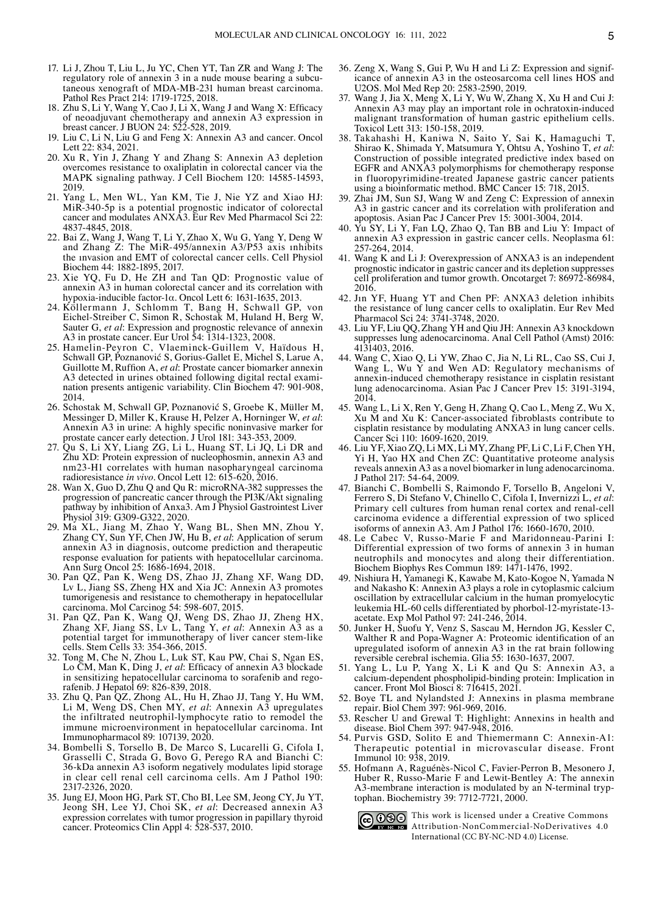17. Li J, Zhou T, Liu L, Ju YC, Chen YT, Tan ZR and Wang J: The regulatory role of annexin 3 in a nude mouse bearing a subcutaneous xenograft of MDA-MB-231 human breast carcinoma. Pathol Res Pract 214: 1719-1725, 2018.
18. Zhu S, Li Y, Wang Y, Cao J, Li X, Wang J and Wang X: Efficacy of neoadjuvant chemotherapy and annexin A3 expression in breast cancer. J BUON 24: 522-528, 2019.
19. Liu C, Li N, Liu G and Feng X: Annexin A3 and cancer. Oncol Lett 22: 834, 2021.
20. Xu R, Yin J, Zhang Y and Zhang S: Annexin A3 depletion overcomes resistance to oxaliplatin in colorectal cancer via the MAPK signaling pathway. J Cell Biochem 120: 14585-14593, 2019.
21. Yang L, Men WL, Yan KM, Tie J, Nie YZ and Xiao HJ: MiR-340-5p is a potential prognostic indicator of colorectal cancer and modulates ANXA3. Eur Rev Med Pharmacol Sci 22: 4837-4845, 2018.
22. Bai Z, Wang J, Wang T, Li Y, Zhao X, Wu G, Yang Y, Deng W and Zhang Z: The MiR-495/annexin A3/P53 axis ınhibits the ınvasion and EMT of colorectal cancer cells. Cell Physiol Biochem 44: 1882-1895, 2017.
23. Xie YQ, Fu D, He ZH and Tan QD: Prognostic value of annexin A3 in human colorectal cancer and its correlation with hypoxia-inducible factor-1α. Oncol Lett 6: 1631-1635, 2013.
24. Köllermann J, Schlomm T, Bang H, Schwall GP, von Eichel-Streiber C, Simon R, Schostak M, Huland H, Berg W, Sauter G, *et al*: Expression and prognostic relevance of annexin A3 in prostate cancer. Eur Urol 54: 1314-1323, 2008.
25. Hamelin-Peyron C, Vlaeminck-Guillem V, Haïdous H, Schwall GP, Poznanović S, Gorius-Gallet E, Michel S, Larue A, Guillotte M, Ruffion A, *et al*: Prostate cancer biomarker annexin A3 detected in urines obtained following digital rectal examination presents antigenic variability. Clin Biochem 47: 901-908, 2014.
26. Schostak M, Schwall GP, Poznanović S, Groebe K, Müller M, Messinger D, Miller K, Krause H, Pelzer A, Horninger W, *et al*: Annexin A3 in urine: A highly specific noninvasive marker for prostate cancer early detection. J Urol 181: 343-353, 2009.
27. Qu S, Li XY, Liang ZG, Li L, Huang ST, Li JQ, Li DR and Zhu XD: Protein expression of nucleophosmin, annexin A3 and nm23-H1 correlates with human nasopharyngeal carcinoma radioresistance *in vivo*. Oncol Lett 12: 615-620, 2016.
28. Wan X, Guo D, Zhu Q and Qu R: microRNA-382 suppresses the progression of pancreatic cancer through the PI3K/Akt signaling pathway by inhibition of Anxa3. Am J Physiol Gastrointest Liver Physiol 319: G309-G322, 2020.
29. Ma XL, Jiang M, Zhao Y, Wang BL, Shen MN, Zhou Y, Zhang CY, Sun YF, Chen JW, Hu B, *et al*: Application of serum annexin A3 in diagnosis, outcome prediction and therapeutic response evaluation for patients with hepatocellular carcinoma. Ann Surg Oncol 25: 1686-1694, 2018.
30. Pan QZ, Pan K, Weng DS, Zhao JJ, Zhang XF, Wang DD, Lv L, Jiang SS, Zheng HX and Xia JC: Annexin A3 promotes tumorigenesis and resistance to chemotherapy in hepatocellular carcinoma. Mol Carcinog 54: 598-607, 2015.
31. Pan QZ, Pan K, Wang QJ, Weng DS, Zhao JJ, Zheng HX, Zhang XF, Jiang SS, Lv L, Tang Y, *et al*: Annexin A3 as a potential target for immunotherapy of liver cancer stem-like cells. Stem Cells 33: 354-366, 2015.
32. Tong M, Che N, Zhou L, Luk ST, Kau PW, Chai S, Ngan ES, Lo CM, Man K, Ding J, *et al*: Efficacy of annexin A3 blockade in sensitizing hepatocellular carcinoma to sorafenib and regorafenib. J Hepatol 69: 826-839, 2018.
33. Zhu Q, Pan QZ, Zhong AL, Hu H, Zhao JJ, Tang Y, Hu WM, Li M, Weng DS, Chen MY, *et al*: Annexin A3 upregulates the infiltrated neutrophil-lymphocyte ratio to remodel the immune microenvironment in hepatocellular carcinoma. Int Immunopharmacol 89: 107139, 2020.
34. Bombelli S, Torsello B, De Marco S, Lucarelli G, Cifola I, Grasselli C, Strada G, Bovo G, Perego RA and Bianchi C: 36-kDa annexin A3 isoform negatively modulates lipid storage in clear cell renal cell carcinoma cells. Am J Pathol 190: 2317-2326, 2020.
35. Jung EJ, Moon HG, Park ST, Cho BI, Lee SM, Jeong CY, Ju YT, Jeong SH, Lee YJ, Choi SK, *et al*: Decreased annexin A3 expression correlates with tumor progression in papillary thyroid cancer. Proteomics Clin Appl 4: 528-537, 2010.
36. Zeng X, Wang S, Gui P, Wu H and Li Z: Expression and significance of annexin A3 in the osteosarcoma cell lines HOS and U2OS. Mol Med Rep 20: 2583-2590, 2019.
37. Wang J, Jia X, Meng X, Li Y, Wu W, Zhang X, Xu H and Cui J: Annexin A3 may play an important role in ochratoxin-induced malignant transformation of human gastric epithelium cells. Toxicol Lett 313: 150-158, 2019.
38. Takahashi H, Kaniwa N, Saito Y, Sai K, Hamaguchi T, Shirao K, Shimada Y, Matsumura Y, Ohtsu A, Yoshino T, *et al*: Construction of possible integrated predictive index based on EGFR and ANXA3 polymorphisms for chemotherapy response in fluoropyrimidine-treated Japanese gastric cancer patients using a bioinformatic method. BMC Cancer 15: 718, 2015.
39. Zhai JM, Sun SJ, Wang W and Zeng C: Expression of annexin A3 in gastric cancer and its correlation with proliferation and apoptosis. Asian Pac J Cancer Prev 15: 3001-3004, 2014.
40. Yu SY, Li Y, Fan LQ, Zhao Q, Tan BB and Liu Y: Impact of annexin A3 expression in gastric cancer cells. Neoplasma 61: 257-264, 2014.
41. Wang K and Li J: Overexpression of ANXA3 is an independent prognostic indicator in gastric cancer and its depletion suppresses cell proliferation and tumor growth. Oncotarget 7: 86972-86984, 2016.
42. Jın YF, Huang YT and Chen PF: ANXA3 deletion inhibits the resistance of lung cancer cells to oxaliplatin. Eur Rev Med Pharmacol Sci 24: 3741-3748, 2020.
43. Liu YF, Liu QQ, Zhang YH and Qiu JH: Annexin A3 knockdown suppresses lung adenocarcinoma. Anal Cell Pathol (Amst) 2016: 4131403, 2016.
44. Wang C, Xiao Q, Li YW, Zhao C, Jia N, Li RL, Cao SS, Cui J, Wang L, Wu Y and Wen AD: Regulatory mechanisms of annexin-induced chemotherapy resistance in cisplatin resistant lung adenocarcinoma. Asian Pac J Cancer Prev 15: 3191-3194, 2014.
45. Wang L, Li X, Ren Y, Geng H, Zhang Q, Cao L, Meng Z, Wu X, Xu M and Xu K: Cancer-associated fibroblasts contribute to cisplatin resistance by modulating ANXA3 in lung cancer cells. Cancer Sci 110: 1609-1620, 2019.
46. Liu YF, Xiao ZQ, Li MX, Li MY, Zhang PF, Li C, Li F, Chen YH, Yi H, Yao HX and Chen ZC: Quantitative proteome analysis reveals annexin A3 as a novel biomarker in lung adenocarcinoma. J Pathol 217: 54-64, 2009.
47. Bianchi C, Bombelli S, Raimondo F, Torsello B, Angeloni V, Ferrero S, Di Stefano V, Chinello C, Cifola I, Invernizzi L, *et al*: Primary cell cultures from human renal cortex and renal-cell carcinoma evidence a differential expression of two spliced isoforms of annexin A3. Am J Pathol 176: 1660-1670, 2010.
48. Le Cabec V, Russo-Marie F and Maridonneau-Parini I: Differential expression of two forms of annexin 3 in human neutrophils and monocytes and along their differentiation. Biochem Biophys Res Commun 189: 1471-1476, 1992.
49. Nishiura H, Yamanegi K, Kawabe M, Kato-Kogoe N, Yamada N and Nakasho K: Annexin A3 plays a role in cytoplasmic calcium oscillation by extracellular calcium in the human promyelocytic leukemia HL-60 cells differentiated by phorbol-12-myristate-13-acetate. Exp Mol Pathol 97: 241-246, 2014.
50. Junker H, Suofu Y, Venz S, Sascau M, Herndon JG, Kessler C, Walther R and Popa-Wagner A: Proteomic identification of an upregulated isoform of annexin A3 in the rat brain following reversible cerebral ischemia. Glia 55: 1630-1637, 2007.
51. Yang L, Lu P, Yang X, Li K and Qu S: Annexin A3, a calcium-dependent phospholipid-binding protein: Implication in cancer. Front Mol Biosci 8: 716415, 2021.
52. Boye TL and Nylandsted J: Annexins in plasma membrane repair. Biol Chem 397: 961-969, 2016.
53. Rescher U and Grewal T: Highlight: Annexins in health and disease. Biol Chem 397: 947-948, 2016.
54. Purvis GSD, Solito E and Thiemermann C: Annexin-A1: Therapeutic potential in microvascular disease. Front Immunol 10: 938, 2019.
55. Hofmann A, Raguénès-Nicol C, Favier-Perron B, Mesonero J, Huber R, Russo-Marie F and Lewit-Bentley A: The annexin A3-membrane interaction is modulated by an N-terminal tryptophan. Biochemistry 39: 7712-7721, 2000.

This work is licensed under a Creative Commons Attribution-NonCommercial-NoDerivatives 4.0 International (CC BY-NC-ND 4.0) License.